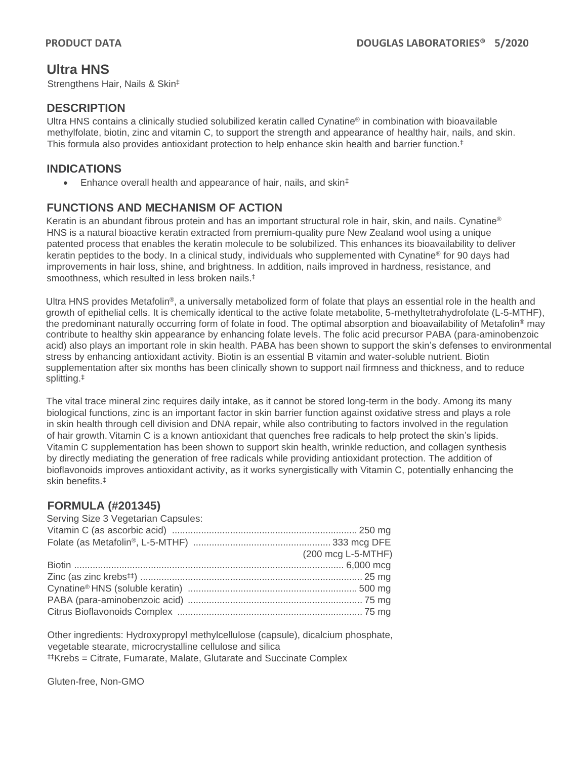# Ultra HNS

Strengthens Hair, Nails & Skin‡

## DESCRIPTION

Ultra HNS contains a clinically studied solubilized keratin called Cynatine® in combination with bioavailable methylfolate, biotin, zinc and vitamin C, to support the strength and appearance of healthy hair, nails, and skin. This formula also provides antioxidant protection to help enhance skin health and barrier function.‡

## INDICATIONS

- Enhance overall health and appearance of hair, nails, and skin‡

## FUNCTIONS AND MECHANISM OF ACTION

Keratin is an abundant fibrous protein and has an important structural role in hair, skin, and nails. Cynatine® HNS is a natural bioactive keratin extracted from premium-quality pure New Zealand wool using a unique patented process that enables the keratin molecule to be solubilized. This enhances its bioavailability to deliver keratin peptides to the body. In a clinical study, individuals who supplemented with Cynatine® for 90 days had improvements in hair loss, shine, and brightness. In addition, nails improved in hardness, resistance, and smoothness, which resulted in less broken nails.‡

Ultra HNS provides Metafolin®, a universally metabolized form of folate that plays an essential role in the health and growth of epithelial cells. It is chemically identical to the active folate metabolite, 5-methyltetrahydrofolate (L-5-MTHF), the predominant naturally occurring form of folate in food. The optimal absorption and bioavailability of Metafolin® may contribute to healthy skin appearance by enhancing folate levels. The folic acid precursor PABA (para-aminobenzoic acid) also plays an important role in skin health. PABA has been shown to support the skin's defenses to environmental stress by enhancing antioxidant activity. Biotin is an essential B vitamin and water-soluble nutrient. Biotin supplementation after six months has been clinically shown to support nail firmness and thickness, and to reduce splitting.‡

The vital trace mineral zinc requires daily intake, as it cannot be stored long-term in the body. Among its many biological functions, zinc is an important factor in skin barrier function against oxidative stress and plays a role in skin health through cell division and DNA repair, while also contributing to factors involved in the regulation of hair growth. Vitamin C is a known antioxidant that quenches free radicals to help protect the skin's lipids. Vitamin C supplementation has been shown to support skin health, wrinkle reduction, and collagen synthesis by directly mediating the generation of free radicals while providing antioxidant protection. The addition of bioflavonoids improves antioxidant activity, as it works synergistically with Vitamin C, potentially enhancing the skin benefits.‡

## FORMULA (#201345)

Serving Size 3 Vegetarian Capsules:

| Ingredient | Amount |
|---|---|
| Vitamin C (as ascorbic acid) | 250 mg |
| Folate (as Metafolin®, L-5-MTHF) | 333 mcg DFE (200 mcg L-5-MTHF) |
| Biotin | 6,000 mcg |
| Zinc (as zinc krebs‡‡) | 25 mg |
| Cynatine® HNS (soluble keratin) | 500 mg |
| PABA (para-aminobenzoic acid) | 75 mg |
| Citrus Bioflavonoids Complex | 75 mg |

Other ingredients: Hydroxypropyl methylcellulose (capsule), dicalcium phosphate, vegetable stearate, microcrystalline cellulose and silica

‡‡Krebs = Citrate, Fumarate, Malate, Glutarate and Succinate Complex

Gluten-free, Non-GMO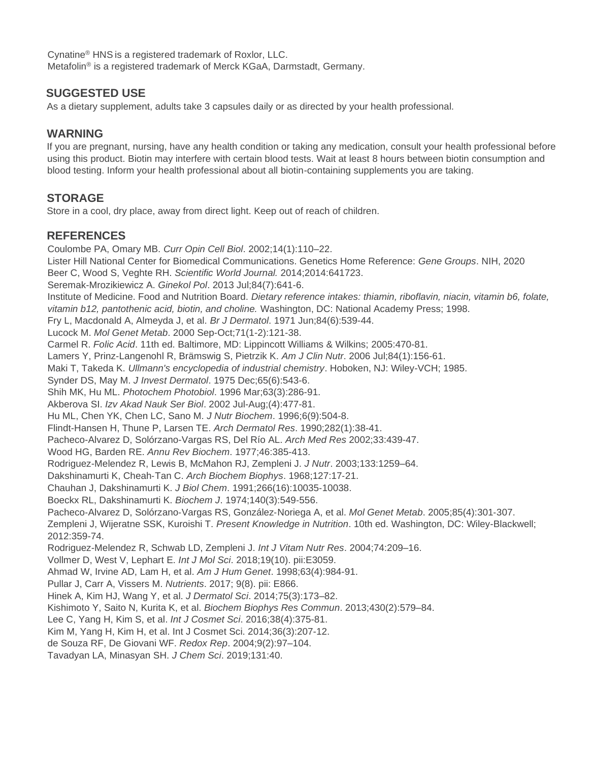Cynatine® HNS is a registered trademark of Roxlor, LLC.
Metafolin® is a registered trademark of Merck KGaA, Darmstadt, Germany.

## SUGGESTED USE

As a dietary supplement, adults take 3 capsules daily or as directed by your health professional.

## WARNING

If you are pregnant, nursing, have any health condition or taking any medication, consult your health professional before using this product. Biotin may interfere with certain blood tests. Wait at least 8 hours between biotin consumption and blood testing. Inform your health professional about all biotin-containing supplements you are taking.

## STORAGE

Store in a cool, dry place, away from direct light. Keep out of reach of children.

## REFERENCES

Coulombe PA, Omary MB. *Curr Opin Cell Biol*. 2002;14(1):110–22.
Lister Hill National Center for Biomedical Communications. Genetics Home Reference: *Gene Groups*. NIH, 2020
Beer C, Wood S, Veghte RH. *Scientific World Journal.* 2014;2014:641723.
Seremak-Mrozikiewicz A. *Ginekol Pol*. 2013 Jul;84(7):641-6.
Institute of Medicine. Food and Nutrition Board. *Dietary reference intakes: thiamin, riboflavin, niacin, vitamin b6, folate, vitamin b12, pantothenic acid, biotin, and choline.* Washington, DC: National Academy Press; 1998.
Fry L, Macdonald A, Almeyda J, et al. *Br J Dermatol*. 1971 Jun;84(6):539-44.
Lucock M. *Mol Genet Metab*. 2000 Sep-Oct;71(1-2):121-38.
Carmel R. *Folic Acid*. 11th ed. Baltimore, MD: Lippincott Williams & Wilkins; 2005:470-81.
Lamers Y, Prinz-Langenohl R, Brämswig S, Pietrzik K. *Am J Clin Nutr*. 2006 Jul;84(1):156-61.
Maki T, Takeda K. *Ullmann's encyclopedia of industrial chemistry*. Hoboken, NJ: Wiley-VCH; 1985.
Synder DS, May M. *J Invest Dermatol*. 1975 Dec;65(6):543-6.
Shih MK, Hu ML. *Photochem Photobiol*. 1996 Mar;63(3):286-91.
Akberova SI. *Izv Akad Nauk Ser Biol*. 2002 Jul-Aug;(4):477-81.
Hu ML, Chen YK, Chen LC, Sano M. *J Nutr Biochem*. 1996;6(9):504-8.
Flindt-Hansen H, Thune P, Larsen TE. *Arch Dermatol Res*. 1990;282(1):38-41.
Pacheco-Alvarez D, Solórzano-Vargas RS, Del Río AL. *Arch Med Res* 2002;33:439-47.
Wood HG, Barden RE. *Annu Rev Biochem*. 1977;46:385-413.
Rodriguez-Melendez R, Lewis B, McMahon RJ, Zempleni J. *J Nutr*. 2003;133:1259–64.
Dakshinamurti K, Cheah-Tan C. *Arch Biochem Biophys*. 1968;127:17-21.
Chauhan J, Dakshinamurti K. *J Biol Chem*. 1991;266(16):10035-10038.
Boeckx RL, Dakshinamurti K. *Biochem J*. 1974;140(3):549-556.
Pacheco-Alvarez D, Solórzano-Vargas RS, González-Noriega A, et al. *Mol Genet Metab*. 2005;85(4):301-307.
Zempleni J, Wijeratne SSK, Kuroishi T. *Present Knowledge in Nutrition*. 10th ed. Washington, DC: Wiley-Blackwell; 2012:359-74.
Rodriguez-Melendez R, Schwab LD, Zempleni J. *Int J Vitam Nutr Res*. 2004;74:209–16.
Vollmer D, West V, Lephart E. *Int J Mol Sci*. 2018;19(10). pii:E3059.
Ahmad W, Irvine AD, Lam H, et al. *Am J Hum Genet*. 1998;63(4):984-91.
Pullar J, Carr A, Vissers M. *Nutrients*. 2017; 9(8). pii: E866.
Hinek A, Kim HJ, Wang Y, et al. *J Dermatol Sci*. 2014;75(3):173–82.
Kishimoto Y, Saito N, Kurita K, et al. *Biochem Biophys Res Commun*. 2013;430(2):579–84.
Lee C, Yang H, Kim S, et al. *Int J Cosmet Sci*. 2016;38(4):375-81.
Kim M, Yang H, Kim H, et al. Int J Cosmet Sci. 2014;36(3):207-12.
de Souza RF, De Giovani WF. *Redox Rep*. 2004;9(2):97–104.
Tavadyan LA, Minasyan SH. *J Chem Sci*. 2019;131:40.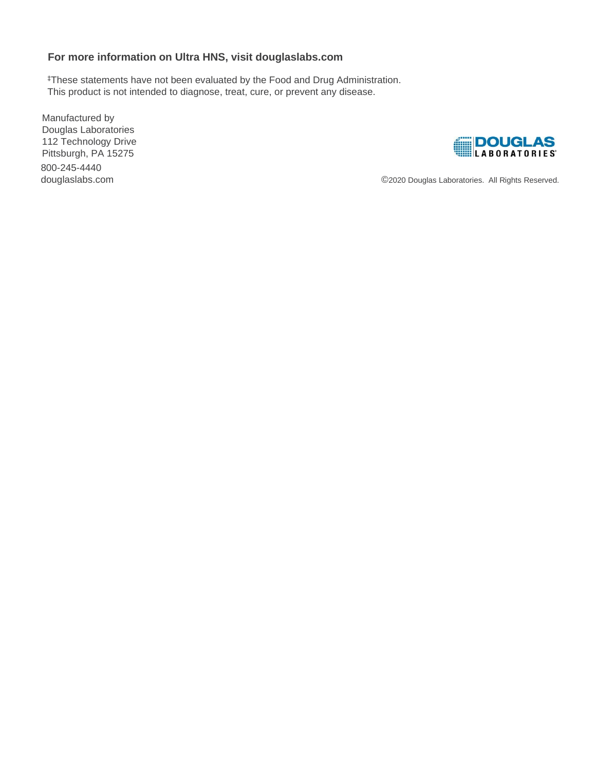**For more information on Ultra HNS, visit douglaslabs.com**

‡These statements have not been evaluated by the Food and Drug Administration. This product is not intended to diagnose, treat, cure, or prevent any disease.

Manufactured by
Douglas Laboratories
112 Technology Drive
Pittsburgh, PA 15275
800-245-4440
douglaslabs.com

DOUGLAS LABORATORIES®

©2020 Douglas Laboratories. All Rights Reserved.